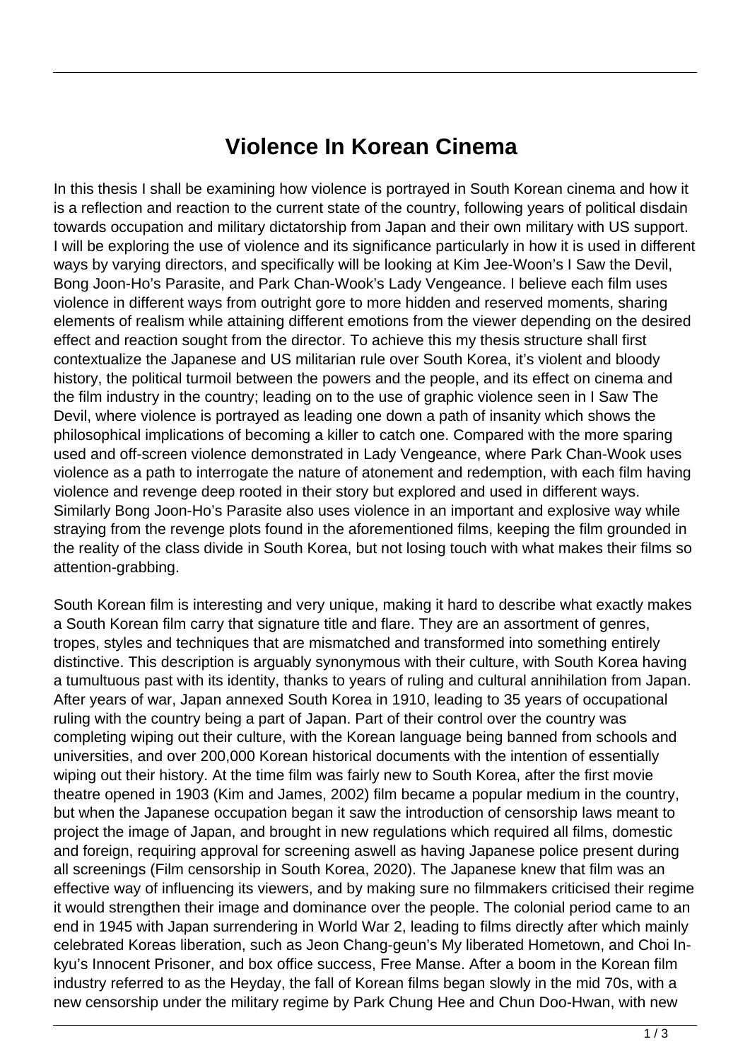# Violence In Korean Cinema

In this thesis I shall be examining how violence is portrayed in South Korean cinema and how it is a reflection and reaction to the current state of the country, following years of political disdain towards occupation and military dictatorship from Japan and their own military with US support. I will be exploring the use of violence and its significance particularly in how it is used in different ways by varying directors, and specifically will be looking at Kim Jee-Woon's I Saw the Devil, Bong Joon-Ho's Parasite, and Park Chan-Wook's Lady Vengeance. I believe each film uses violence in different ways from outright gore to more hidden and reserved moments, sharing elements of realism while attaining different emotions from the viewer depending on the desired effect and reaction sought from the director. To achieve this my thesis structure shall first contextualize the Japanese and US militarian rule over South Korea, it's violent and bloody history, the political turmoil between the powers and the people, and its effect on cinema and the film industry in the country; leading on to the use of graphic violence seen in I Saw The Devil, where violence is portrayed as leading one down a path of insanity which shows the philosophical implications of becoming a killer to catch one. Compared with the more sparing used and off-screen violence demonstrated in Lady Vengeance, where Park Chan-Wook uses violence as a path to interrogate the nature of atonement and redemption, with each film having violence and revenge deep rooted in their story but explored and used in different ways. Similarly Bong Joon-Ho's Parasite also uses violence in an important and explosive way while straying from the revenge plots found in the aforementioned films, keeping the film grounded in the reality of the class divide in South Korea, but not losing touch with what makes their films so attention-grabbing.

South Korean film is interesting and very unique, making it hard to describe what exactly makes a South Korean film carry that signature title and flare. They are an assortment of genres, tropes, styles and techniques that are mismatched and transformed into something entirely distinctive. This description is arguably synonymous with their culture, with South Korea having a tumultuous past with its identity, thanks to years of ruling and cultural annihilation from Japan. After years of war, Japan annexed South Korea in 1910, leading to 35 years of occupational ruling with the country being a part of Japan. Part of their control over the country was completing wiping out their culture, with the Korean language being banned from schools and universities, and over 200,000 Korean historical documents with the intention of essentially wiping out their history. At the time film was fairly new to South Korea, after the first movie theatre opened in 1903 (Kim and James, 2002) film became a popular medium in the country, but when the Japanese occupation began it saw the introduction of censorship laws meant to project the image of Japan, and brought in new regulations which required all films, domestic and foreign, requiring approval for screening aswell as having Japanese police present during all screenings (Film censorship in South Korea, 2020). The Japanese knew that film was an effective way of influencing its viewers, and by making sure no filmmakers criticised their regime it would strengthen their image and dominance over the people. The colonial period came to an end in 1945 with Japan surrendering in World War 2, leading to films directly after which mainly celebrated Koreas liberation, such as Jeon Chang-geun's My liberated Hometown, and Choi In-kyu's Innocent Prisoner, and box office success, Free Manse. After a boom in the Korean film industry referred to as the Heyday, the fall of Korean films began slowly in the mid 70s, with a new censorship under the military regime by Park Chung Hee and Chun Doo-Hwan, with new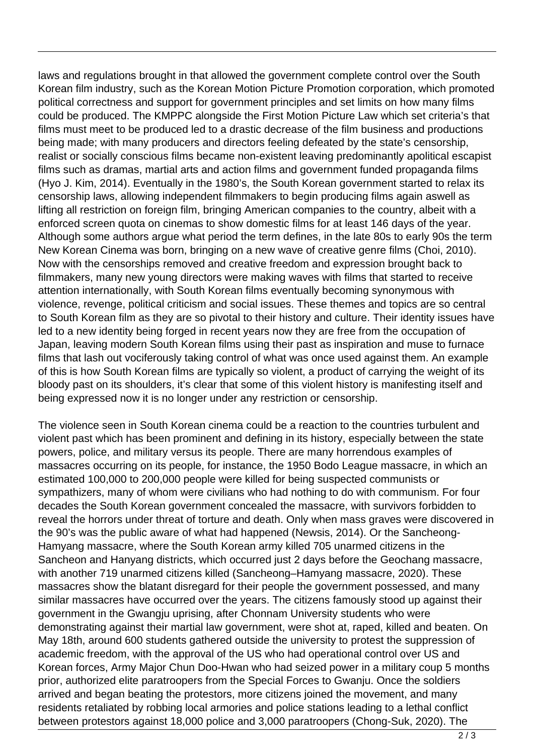laws and regulations brought in that allowed the government complete control over the South Korean film industry, such as the Korean Motion Picture Promotion corporation, which promoted political correctness and support for government principles and set limits on how many films could be produced. The KMPPC alongside the First Motion Picture Law which set criteria's that films must meet to be produced led to a drastic decrease of the film business and productions being made; with many producers and directors feeling defeated by the state's censorship, realist or socially conscious films became non-existent leaving predominantly apolitical escapist films such as dramas, martial arts and action films and government funded propaganda films (Hyo J. Kim, 2014). Eventually in the 1980's, the South Korean government started to relax its censorship laws, allowing independent filmmakers to begin producing films again aswell as lifting all restriction on foreign film, bringing American companies to the country, albeit with a enforced screen quota on cinemas to show domestic films for at least 146 days of the year. Although some authors argue what period the term defines, in the late 80s to early 90s the term New Korean Cinema was born, bringing on a new wave of creative genre films (Choi, 2010). Now with the censorships removed and creative freedom and expression brought back to filmmakers, many new young directors were making waves with films that started to receive attention internationally, with South Korean films eventually becoming synonymous with violence, revenge, political criticism and social issues. These themes and topics are so central to South Korean film as they are so pivotal to their history and culture. Their identity issues have led to a new identity being forged in recent years now they are free from the occupation of Japan, leaving modern South Korean films using their past as inspiration and muse to furnace films that lash out vociferously taking control of what was once used against them. An example of this is how South Korean films are typically so violent, a product of carrying the weight of its bloody past on its shoulders, it's clear that some of this violent history is manifesting itself and being expressed now it is no longer under any restriction or censorship.

The violence seen in South Korean cinema could be a reaction to the countries turbulent and violent past which has been prominent and defining in its history, especially between the state powers, police, and military versus its people. There are many horrendous examples of massacres occurring on its people, for instance, the 1950 Bodo League massacre, in which an estimated 100,000 to 200,000 people were killed for being suspected communists or sympathizers, many of whom were civilians who had nothing to do with communism. For four decades the South Korean government concealed the massacre, with survivors forbidden to reveal the horrors under threat of torture and death. Only when mass graves were discovered in the 90's was the public aware of what had happened (Newsis, 2014). Or the Sancheong-Hamyang massacre, where the South Korean army killed 705 unarmed citizens in the Sancheon and Hanyang districts, which occurred just 2 days before the Geochang massacre, with another 719 unarmed citizens killed (Sancheong–Hamyang massacre, 2020). These massacres show the blatant disregard for their people the government possessed, and many similar massacres have occurred over the years. The citizens famously stood up against their government in the Gwangju uprising, after Chonnam University students who were demonstrating against their martial law government, were shot at, raped, killed and beaten. On May 18th, around 600 students gathered outside the university to protest the suppression of academic freedom, with the approval of the US who had operational control over US and Korean forces, Army Major Chun Doo-Hwan who had seized power in a military coup 5 months prior, authorized elite paratroopers from the Special Forces to Gwanju. Once the soldiers arrived and began beating the protestors, more citizens joined the movement, and many residents retaliated by robbing local armories and police stations leading to a lethal conflict between protestors against 18,000 police and 3,000 paratroopers (Chong-Suk, 2020). The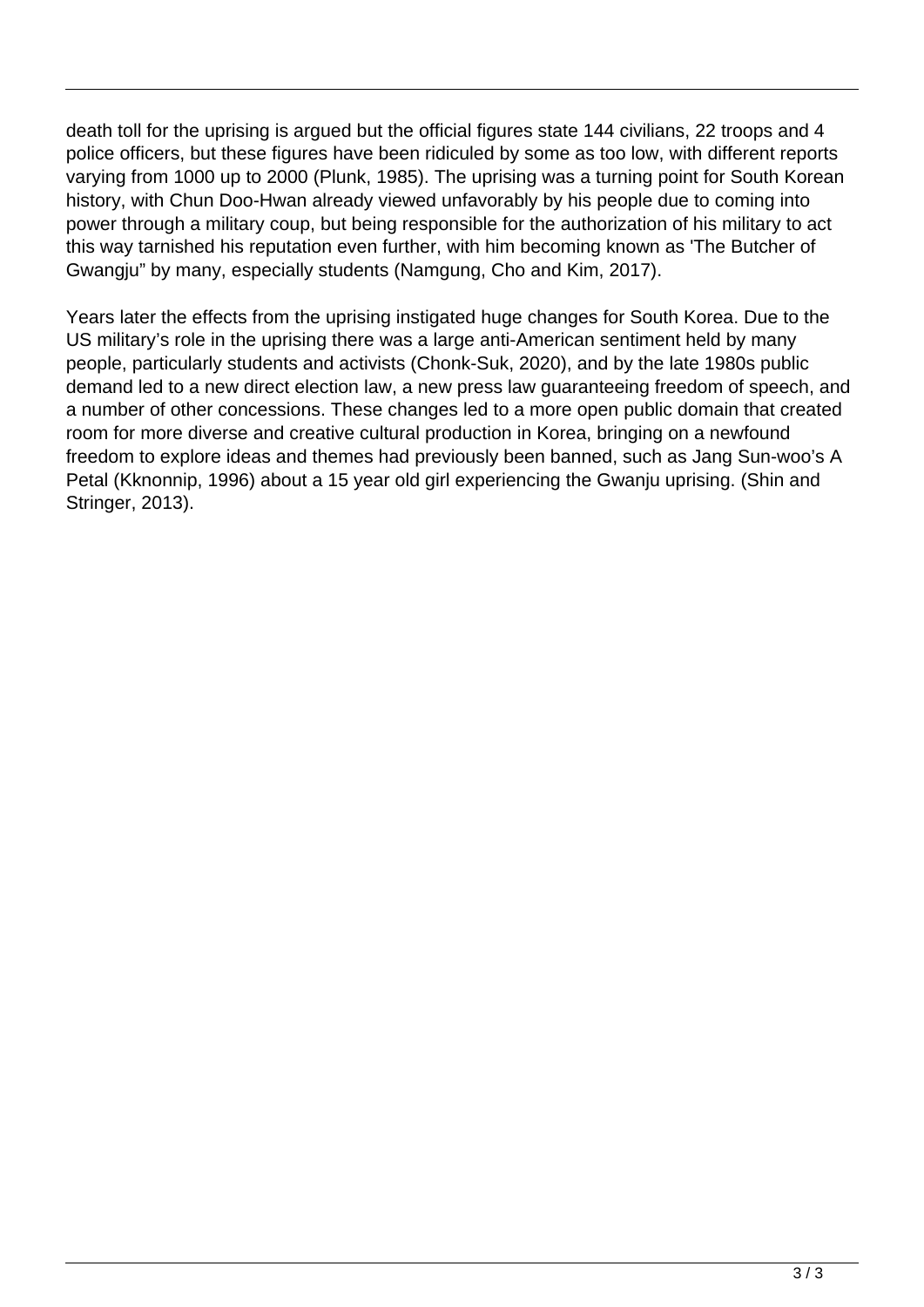death toll for the uprising is argued but the official figures state 144 civilians, 22 troops and 4 police officers, but these figures have been ridiculed by some as too low, with different reports varying from 1000 up to 2000 (Plunk, 1985). The uprising was a turning point for South Korean history, with Chun Doo-Hwan already viewed unfavorably by his people due to coming into power through a military coup, but being responsible for the authorization of his military to act this way tarnished his reputation even further, with him becoming known as 'The Butcher of Gwangju" by many, especially students (Namgung, Cho and Kim, 2017).

Years later the effects from the uprising instigated huge changes for South Korea. Due to the US military's role in the uprising there was a large anti-American sentiment held by many people, particularly students and activists (Chonk-Suk, 2020), and by the late 1980s public demand led to a new direct election law, a new press law guaranteeing freedom of speech, and a number of other concessions. These changes led to a more open public domain that created room for more diverse and creative cultural production in Korea, bringing on a newfound freedom to explore ideas and themes had previously been banned, such as Jang Sun-woo's A Petal (Kknonnip, 1996) about a 15 year old girl experiencing the Gwanju uprising. (Shin and Stringer, 2013).